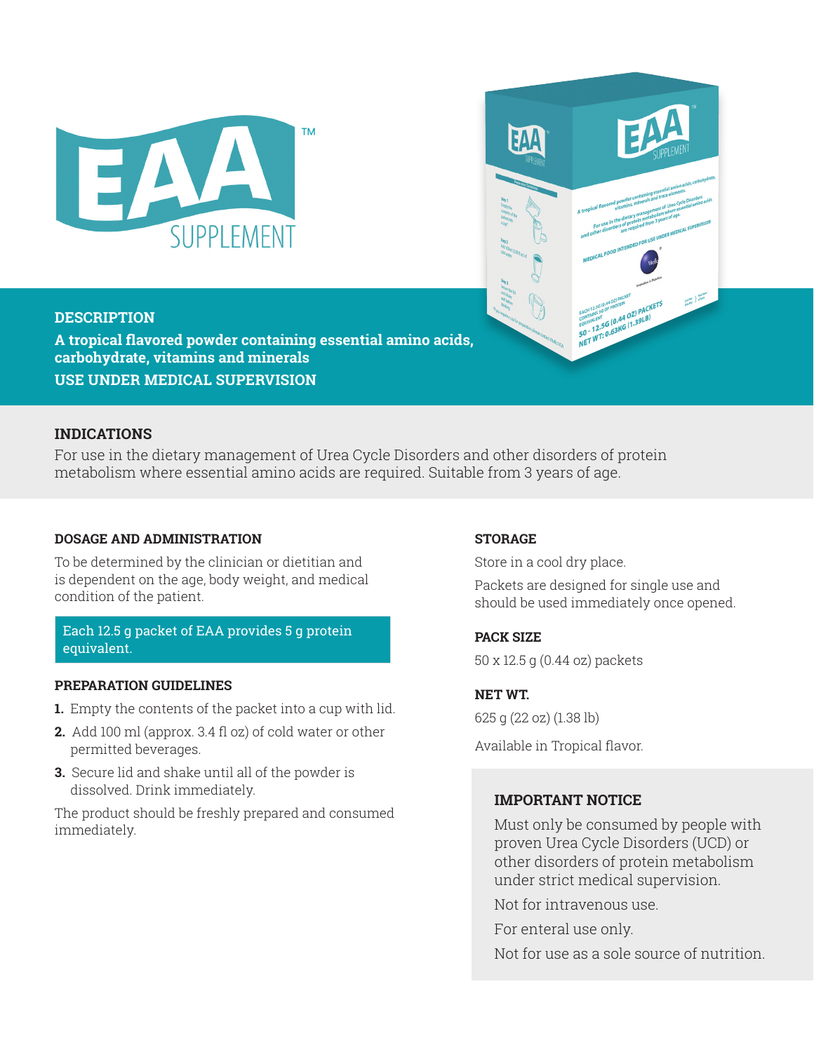# EAA™ SUPPLEMENT

## DESCRIPTION

**A tropical flavored powder containing essential amino acids, carbohydrate, vitamins and minerals**

**USE UNDER MEDICAL SUPERVISION**

## INDICATIONS

For use in the dietary management of Urea Cycle Disorders and other disorders of protein metabolism where essential amino acids are required. Suitable from 3 years of age.

### DOSAGE AND ADMINISTRATION

To be determined by the clinician or dietitian and is dependent on the age, body weight, and medical condition of the patient.

Each 12.5 g packet of EAA provides 5 g protein equivalent.

### PREPARATION GUIDELINES

1. Empty the contents of the packet into a cup with lid.
2. Add 100 ml (approx. 3.4 fl oz) of cold water or other permitted beverages.
3. Secure lid and shake until all of the powder is dissolved. Drink immediately.

The product should be freshly prepared and consumed immediately.

### STORAGE

Store in a cool dry place.

Packets are designed for single use and should be used immediately once opened.

### PACK SIZE

50 x 12.5 g (0.44 oz) packets

### NET WT.

625 g (22 oz) (1.38 lb)

Available in Tropical flavor.

### IMPORTANT NOTICE

Must only be consumed by people with proven Urea Cycle Disorders (UCD) or other disorders of protein metabolism under strict medical supervision.

Not for intravenous use.

For enteral use only.

Not for use as a sole source of nutrition.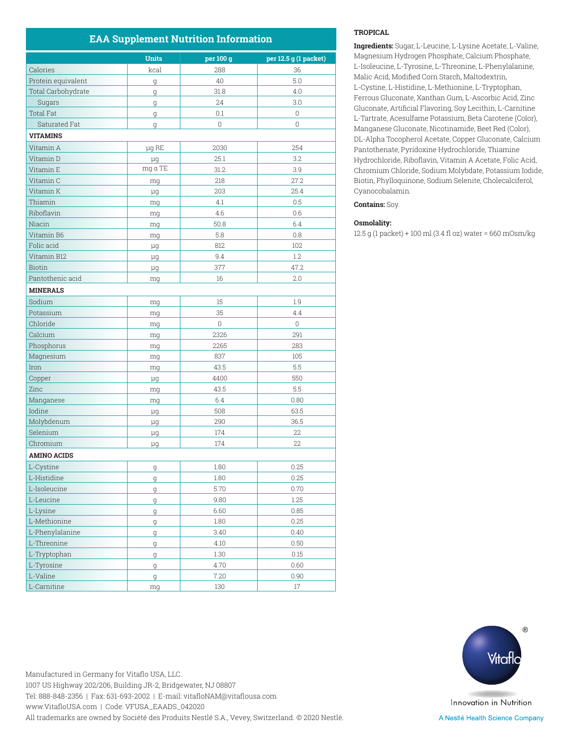## EAA Supplement Nutrition Information

| | Units | per 100 g | per 12.5 g (1 packet) |
|---|---|---|---|
| Calories | kcal | 288 | 36 |
| Protein equivalent | g | 40 | 5.0 |
| Total Carbohydrate | g | 31.8 | 4.0 |
| Sugars | g | 24 | 3.0 |
| Total Fat | g | 0.1 | 0 |
| Saturated Fat | g | 0 | 0 |
| **VITAMINS** | | | |
| Vitamin A | µg RE | 2030 | 254 |
| Vitamin D | µg | 25.1 | 3.2 |
| Vitamin E | mg α TE | 31.2 | 3.9 |
| Vitamin C | mg | 218 | 27.2 |
| Vitamin K | µg | 203 | 25.4 |
| Thiamin | mg | 4.1 | 0.5 |
| Riboflavin | mg | 4.6 | 0.6 |
| Niacin | mg | 50.8 | 6.4 |
| Vitamin B6 | mg | 5.8 | 0.8 |
| Folic acid | µg | 812 | 102 |
| Vitamin B12 | µg | 9.4 | 1.2 |
| Biotin | µg | 377 | 47.2 |
| Pantothenic acid | mg | 16 | 2.0 |
| **MINERALS** | | | |
| Sodium | mg | 15 | 1.9 |
| Potassium | mg | 35 | 4.4 |
| Chloride | mg | 0 | 0 |
| Calcium | mg | 2326 | 291 |
| Phosphorus | mg | 2265 | 283 |
| Magnesium | mg | 837 | 105 |
| Iron | mg | 43.5 | 5.5 |
| Copper | µg | 4400 | 550 |
| Zinc | mg | 43.5 | 5.5 |
| Manganese | mg | 6.4 | 0.80 |
| Iodine | µg | 508 | 63.5 |
| Molybdenum | µg | 290 | 36.5 |
| Selenium | µg | 174 | 22 |
| Chromium | µg | 174 | 22 |
| **AMINO ACIDS** | | | |
| L-Cystine | g | 1.80 | 0.25 |
| L-Histidine | g | 1.80 | 0.25 |
| L-Isoleucine | g | 5.70 | 0.70 |
| L-Leucine | g | 9.80 | 1.25 |
| L-Lysine | g | 6.60 | 0.85 |
| L-Methionine | g | 1.80 | 0.25 |
| L-Phenylalanine | g | 3.40 | 0.40 |
| L-Threonine | g | 4.10 | 0.50 |
| L-Tryptophan | g | 1.30 | 0.15 |
| L-Tyrosine | g | 4.70 | 0.60 |
| L-Valine | g | 7.20 | 0.90 |
| L-Carnitine | mg | 130 | 17 |

**TROPICAL**

**Ingredients:** Sugar, L-Leucine, L-Lysine Acetate, L-Valine, Magnesium Hydrogen Phosphate, Calcium Phosphate, L-Isoleucine, L-Tyrosine, L-Threonine, L-Phenylalanine, Malic Acid, Modified Corn Starch, Maltodextrin, L-Cystine, L-Histidine, L-Methionine, L-Tryptophan, Ferrous Gluconate, Xanthan Gum, L-Ascorbic Acid, Zinc Gluconate, Artificial Flavoring, Soy Lecithin, L-Carnitine L-Tartrate, Acesulfame Potassium, Beta Carotene (Color), Manganese Gluconate, Nicotinamide, Beet Red (Color), DL-Alpha Tocopherol Acetate, Copper Gluconate, Calcium Pantothenate, Pyridoxine Hydrochloride, Thiamine Hydrochloride, Riboflavin, Vitamin A Acetate, Folic Acid, Chromium Chloride, Sodium Molybdate, Potassium Iodide, Biotin, Phylloquinone, Sodium Selenite, Cholecalciferol, Cyanocobalamin.

**Contains:** Soy.

**Osmolality:**
12.5 g (1 packet) + 100 ml (3.4 fl oz) water = 660 mOsm/kg

Manufactured in Germany for Vitaflo USA, LLC.
1007 US Highway 202/206, Building JR-2, Bridgewater, NJ 08807
Tel: 888-848-2356 | Fax: 631-693-2002 | E-mail: vitafloNAM@vitaflousa.com
www.VitafloUSA.com | Code: VFUSA_EAADS_042020
All trademarks are owned by Société des Produits Nestlé S.A., Vevey, Switzerland. © 2020 Nestlé.

Vitaflo®
Innovation in Nutrition
A Nestlé Health Science Company